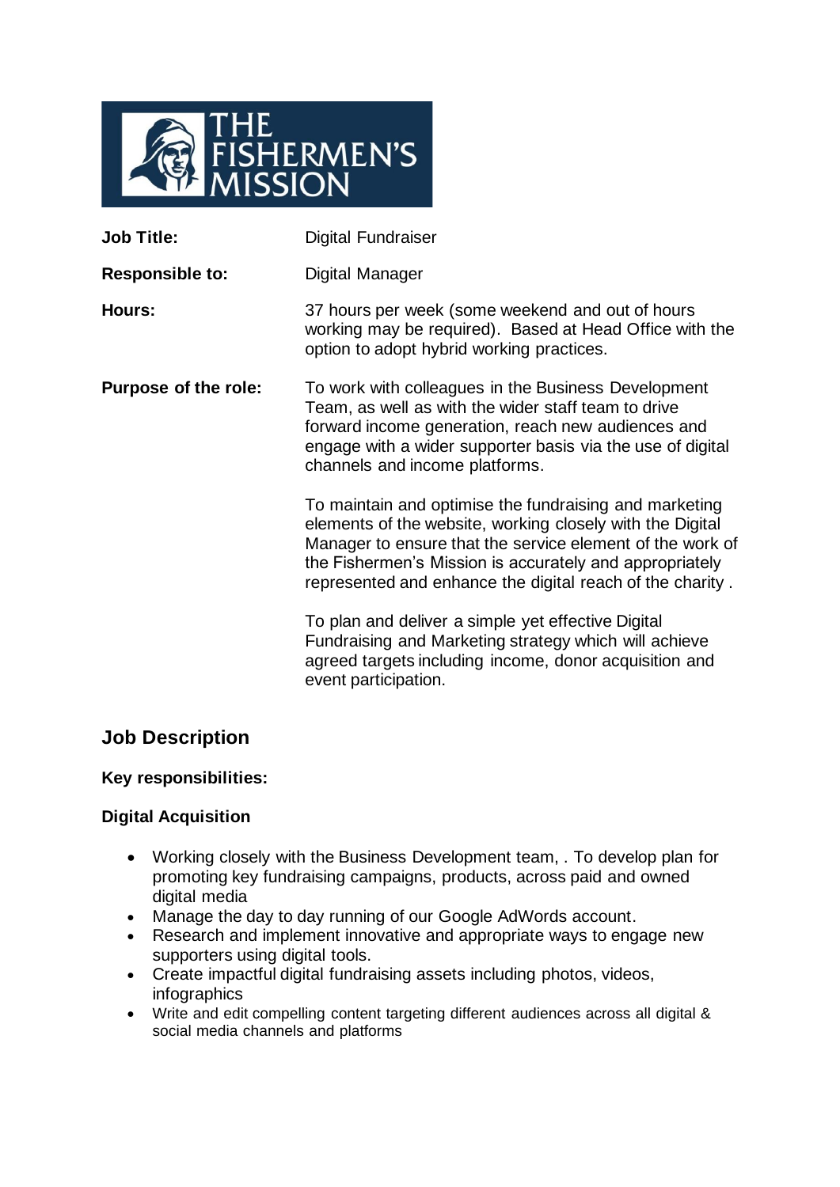THE FISHERMEN'S MISSION

| | |
|---|---|
| **Job Title:** | Digital Fundraiser |
| **Responsible to:** | Digital Manager |
| **Hours:** | 37 hours per week (some weekend and out of hours working may be required). Based at Head Office with the option to adopt hybrid working practices. |
| **Purpose of the role:** | To work with colleagues in the Business Development Team, as well as with the wider staff team to drive forward income generation, reach new audiences and engage with a wider supporter basis via the use of digital channels and income platforms.<br><br>To maintain and optimise the fundraising and marketing elements of the website, working closely with the Digital Manager to ensure that the service element of the work of the Fishermen's Mission is accurately and appropriately represented and enhance the digital reach of the charity .<br><br>To plan and deliver a simple yet effective Digital Fundraising and Marketing strategy which will achieve agreed targets including income, donor acquisition and event participation. |

## Job Description

**Key responsibilities:**

**Digital Acquisition**

- Working closely with the Business Development team, . To develop plan for promoting key fundraising campaigns, products, across paid and owned digital media
- Manage the day to day running of our Google AdWords account.
- Research and implement innovative and appropriate ways to engage new supporters using digital tools.
- Create impactful digital fundraising assets including photos, videos, infographics
- Write and edit compelling content targeting different audiences across all digital & social media channels and platforms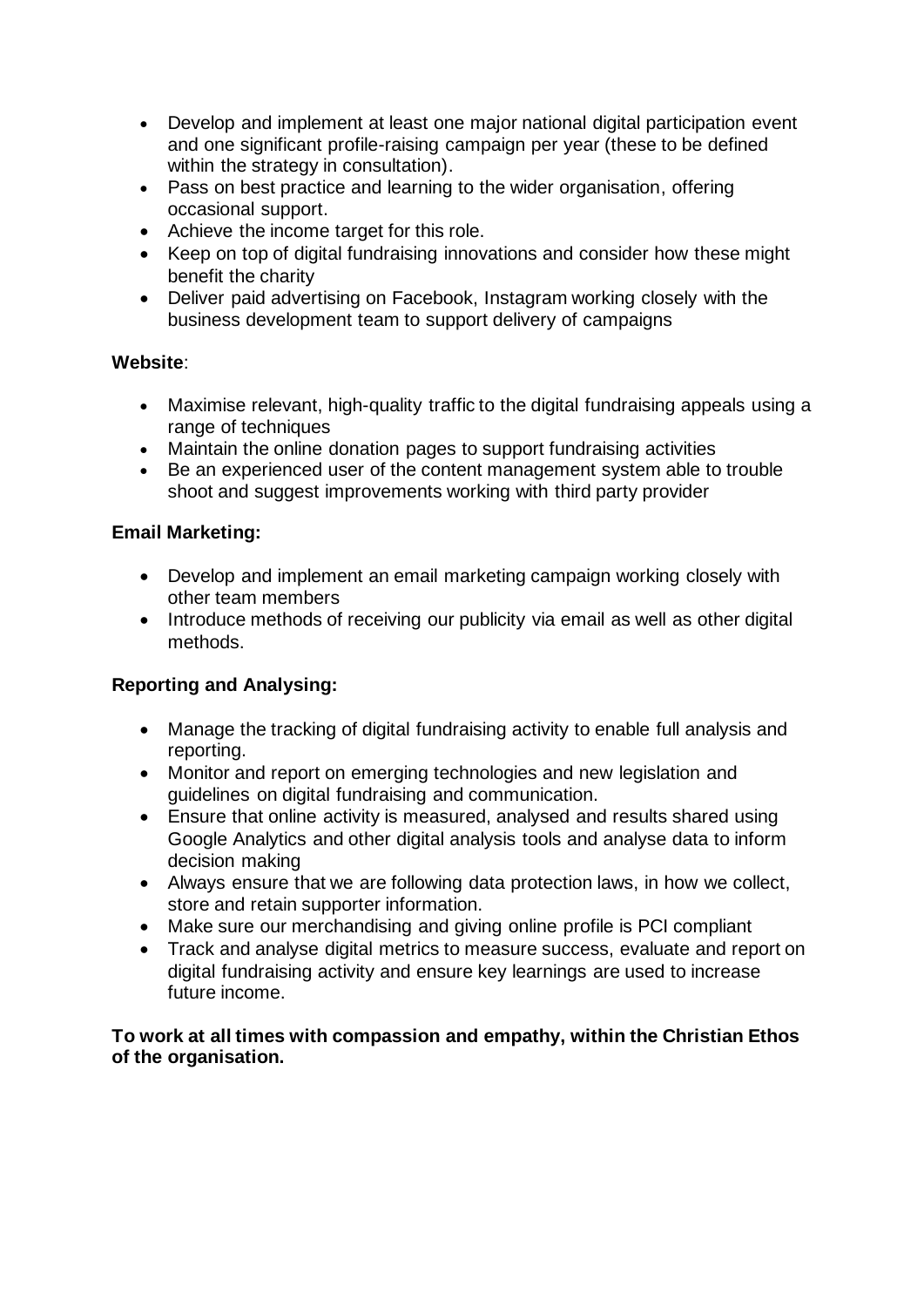- Develop and implement at least one major national digital participation event and one significant profile-raising campaign per year (these to be defined within the strategy in consultation).
- Pass on best practice and learning to the wider organisation, offering occasional support.
- Achieve the income target for this role.
- Keep on top of digital fundraising innovations and consider how these might benefit the charity
- Deliver paid advertising on Facebook, Instagram working closely with the business development team to support delivery of campaigns

**Website**:

- Maximise relevant, high-quality traffic to the digital fundraising appeals using a range of techniques
- Maintain the online donation pages to support fundraising activities
- Be an experienced user of the content management system able to trouble shoot and suggest improvements working with third party provider

**Email Marketing:**

- Develop and implement an email marketing campaign working closely with other team members
- Introduce methods of receiving our publicity via email as well as other digital methods.

**Reporting and Analysing:**

- Manage the tracking of digital fundraising activity to enable full analysis and reporting.
- Monitor and report on emerging technologies and new legislation and guidelines on digital fundraising and communication.
- Ensure that online activity is measured, analysed and results shared using Google Analytics and other digital analysis tools and analyse data to inform decision making
- Always ensure that we are following data protection laws, in how we collect, store and retain supporter information.
- Make sure our merchandising and giving online profile is PCI compliant
- Track and analyse digital metrics to measure success, evaluate and report on digital fundraising activity and ensure key learnings are used to increase future income.

**To work at all times with compassion and empathy, within the Christian Ethos of the organisation.**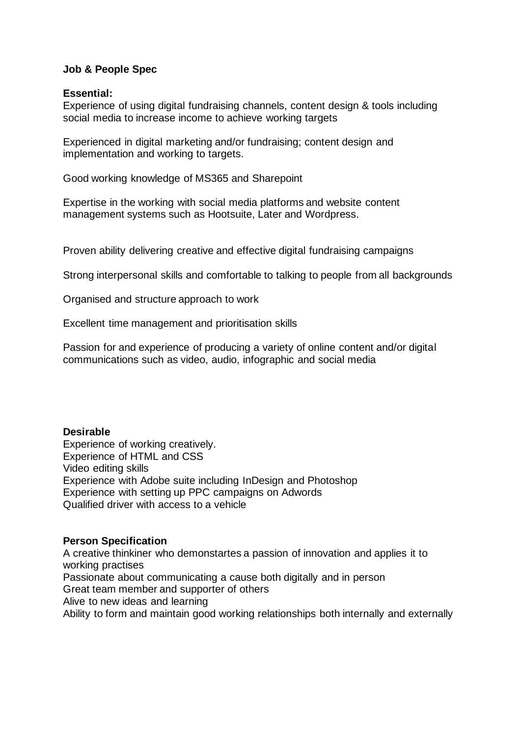**Job & People Spec**

**Essential:**

Experience of using digital fundraising channels, content design & tools including social media to increase income to achieve working targets

Experienced in digital marketing and/or fundraising; content design and implementation and working to targets.

Good working knowledge of MS365 and Sharepoint

Expertise in the working with social media platforms and website content management systems such as Hootsuite, Later and Wordpress.

Proven ability delivering creative and effective digital fundraising campaigns

Strong interpersonal skills and comfortable to talking to people from all backgrounds

Organised and structure approach to work

Excellent time management and prioritisation skills

Passion for and experience of producing a variety of online content and/or digital communications such as video, audio, infographic and social media

**Desirable**

Experience of working creatively.
Experience of HTML and CSS
Video editing skills
Experience with Adobe suite including InDesign and Photoshop
Experience with setting up PPC campaigns on Adwords
Qualified driver with access to a vehicle

**Person Specification**

A creative thinkiner who demonstartes a passion of innovation and applies it to working practises
Passionate about communicating a cause both digitally and in person
Great team member and supporter of others
Alive to new ideas and learning
Ability to form and maintain good working relationships both internally and externally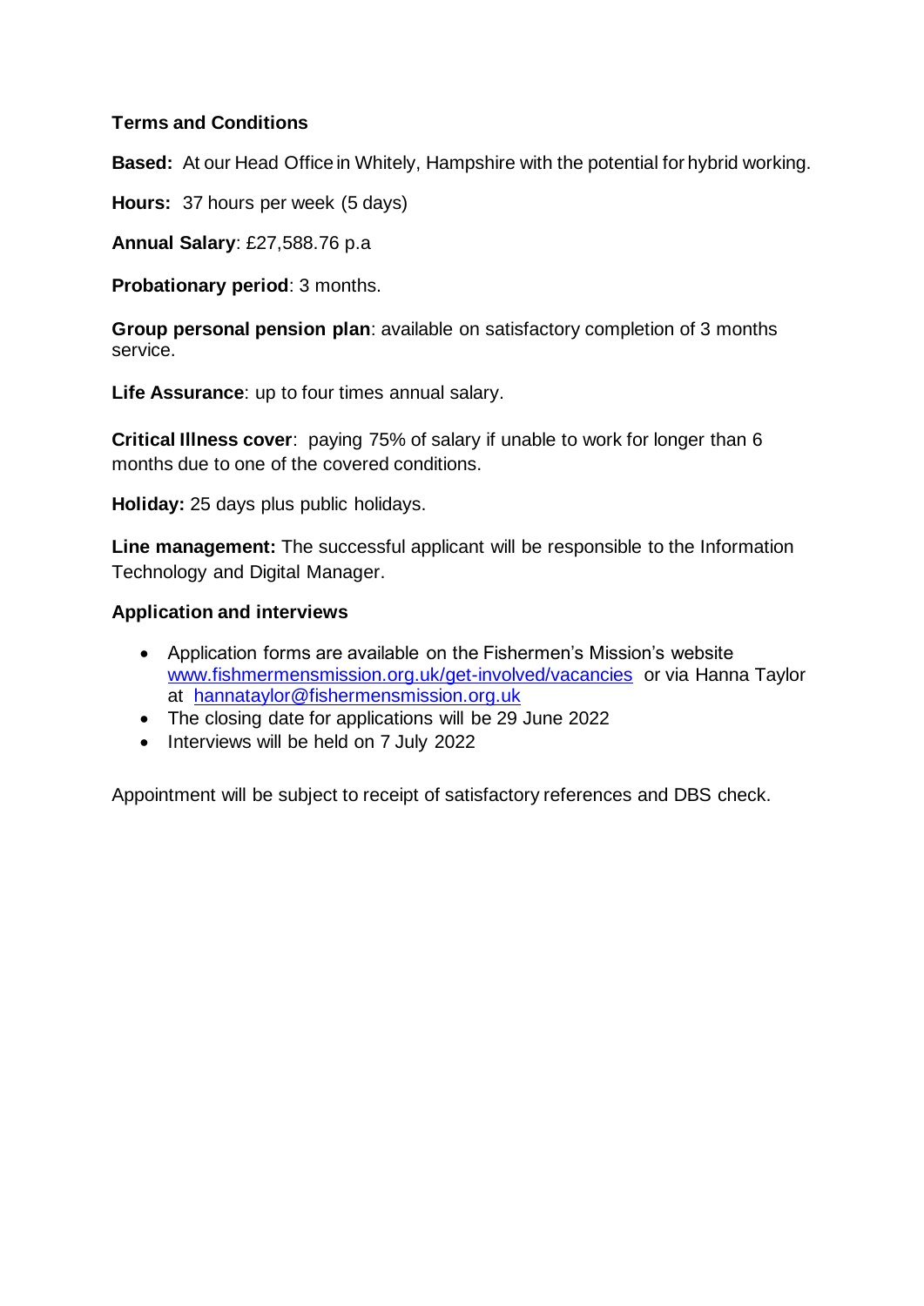**Terms and Conditions**

**Based:** At our Head Office in Whitely, Hampshire with the potential for hybrid working.

**Hours:** 37 hours per week (5 days)

**Annual Salary**: £27,588.76 p.a

**Probationary period**: 3 months.

**Group personal pension plan**: available on satisfactory completion of 3 months service.

**Life Assurance**: up to four times annual salary.

**Critical Illness cover**: paying 75% of salary if unable to work for longer than 6 months due to one of the covered conditions.

**Holiday:** 25 days plus public holidays.

**Line management:** The successful applicant will be responsible to the Information Technology and Digital Manager.

**Application and interviews**

- Application forms are available on the Fishermen's Mission's website [www.fishmermensmission.org.uk/get-involved/vacancies](www.fishmermensmission.org.uk/get-involved/vacancies) or via Hanna Taylor at [hannataylor@fishermensmission.org.uk](mailto:hannataylor@fishermensmission.org.uk)
- The closing date for applications will be 29 June 2022
- Interviews will be held on 7 July 2022

Appointment will be subject to receipt of satisfactory references and DBS check.